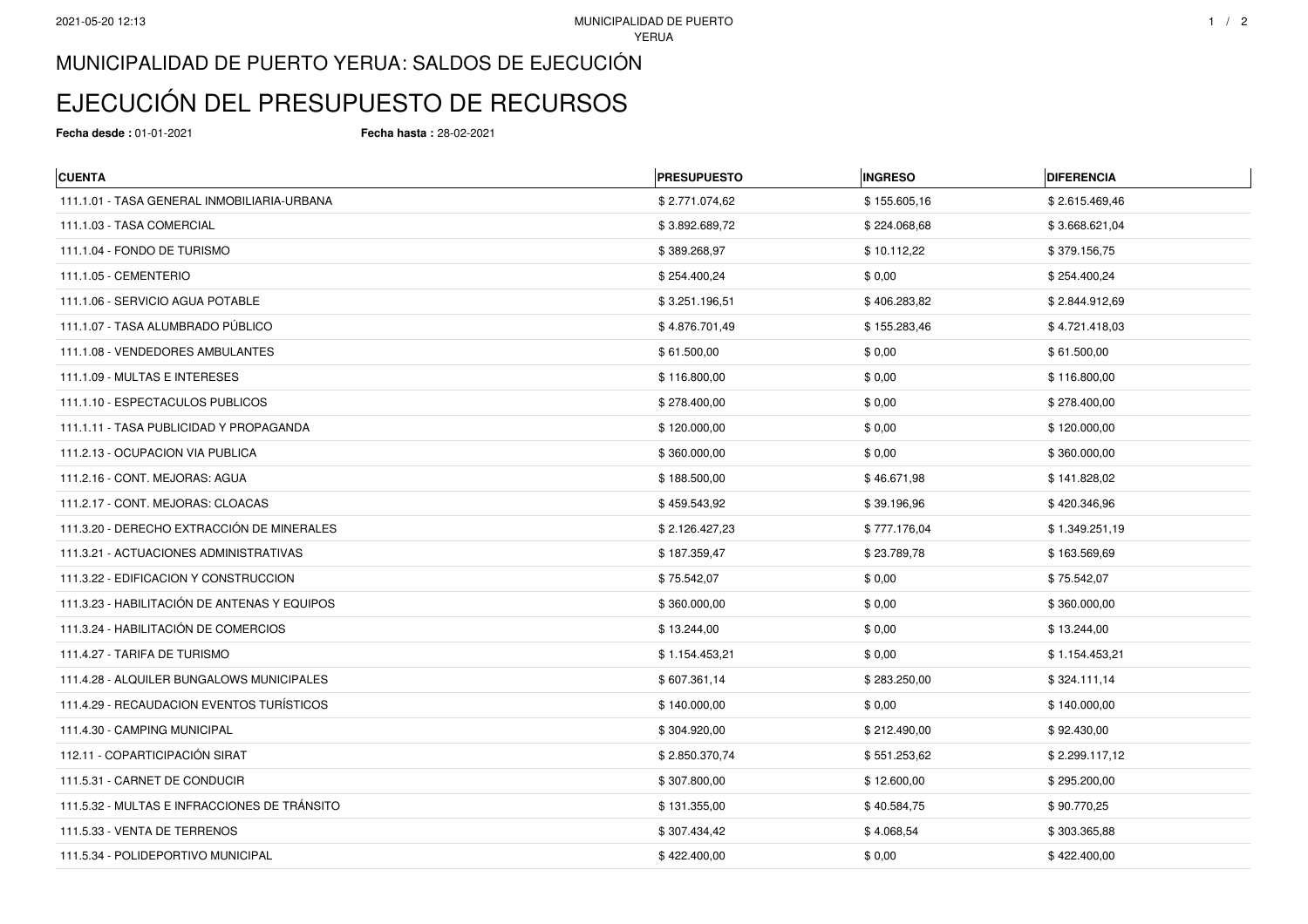# MUNICIPALIDAD DE PUERTO YERUA: SALDOS DE EJECUCIÓN

# EJECUCIÓN DEL PRESUPUESTO DE RECURSOS

**Fecha desde :** 01-01-2021 **Fecha hasta :** 28-02-2021

| CUENTA | PRESUPUESTO | INGRESO | DIFERENCIA |
|---|---|---|---|
| 111.1.01 - TASA GENERAL INMOBILIARIA-URBANA | $ 2.771.074,62 | $ 155.605,16 | $ 2.615.469,46 |
| 111.1.03 - TASA COMERCIAL | $ 3.892.689,72 | $ 224.068,68 | $ 3.668.621,04 |
| 111.1.04 - FONDO DE TURISMO | $ 389.268,97 | $ 10.112,22 | $ 379.156,75 |
| 111.1.05 - CEMENTERIO | $ 254.400,24 | $ 0,00 | $ 254.400,24 |
| 111.1.06 - SERVICIO AGUA POTABLE | $ 3.251.196,51 | $ 406.283,82 | $ 2.844.912,69 |
| 111.1.07 - TASA ALUMBRADO PÚBLICO | $ 4.876.701,49 | $ 155.283,46 | $ 4.721.418,03 |
| 111.1.08 - VENDEDORES AMBULANTES | $ 61.500,00 | $ 0,00 | $ 61.500,00 |
| 111.1.09 - MULTAS E INTERESES | $ 116.800,00 | $ 0,00 | $ 116.800,00 |
| 111.1.10 - ESPECTACULOS PUBLICOS | $ 278.400,00 | $ 0,00 | $ 278.400,00 |
| 111.1.11 - TASA PUBLICIDAD Y PROPAGANDA | $ 120.000,00 | $ 0,00 | $ 120.000,00 |
| 111.2.13 - OCUPACION VIA PUBLICA | $ 360.000,00 | $ 0,00 | $ 360.000,00 |
| 111.2.16 - CONT. MEJORAS: AGUA | $ 188.500,00 | $ 46.671,98 | $ 141.828,02 |
| 111.2.17 - CONT. MEJORAS: CLOACAS | $ 459.543,92 | $ 39.196,96 | $ 420.346,96 |
| 111.3.20 - DERECHO EXTRACCIÓN DE MINERALES | $ 2.126.427,23 | $ 777.176,04 | $ 1.349.251,19 |
| 111.3.21 - ACTUACIONES ADMINISTRATIVAS | $ 187.359,47 | $ 23.789,78 | $ 163.569,69 |
| 111.3.22 - EDIFICACION Y CONSTRUCCION | $ 75.542,07 | $ 0,00 | $ 75.542,07 |
| 111.3.23 - HABILITACIÓN DE ANTENAS Y EQUIPOS | $ 360.000,00 | $ 0,00 | $ 360.000,00 |
| 111.3.24 - HABILITACIÓN DE COMERCIOS | $ 13.244,00 | $ 0,00 | $ 13.244,00 |
| 111.4.27 - TARIFA DE TURISMO | $ 1.154.453,21 | $ 0,00 | $ 1.154.453,21 |
| 111.4.28 - ALQUILER BUNGALOWS MUNICIPALES | $ 607.361,14 | $ 283.250,00 | $ 324.111,14 |
| 111.4.29 - RECAUDACION EVENTOS TURÍSTICOS | $ 140.000,00 | $ 0,00 | $ 140.000,00 |
| 111.4.30 - CAMPING MUNICIPAL | $ 304.920,00 | $ 212.490,00 | $ 92.430,00 |
| 112.11 - COPARTICIPACIÓN SIRAT | $ 2.850.370,74 | $ 551.253,62 | $ 2.299.117,12 |
| 111.5.31 - CARNET DE CONDUCIR | $ 307.800,00 | $ 12.600,00 | $ 295.200,00 |
| 111.5.32 - MULTAS E INFRACCIONES DE TRÁNSITO | $ 131.355,00 | $ 40.584,75 | $ 90.770,25 |
| 111.5.33 - VENTA DE TERRENOS | $ 307.434,42 | $ 4.068,54 | $ 303.365,88 |
| 111.5.34 - POLIDEPORTIVO MUNICIPAL | $ 422.400,00 | $ 0,00 | $ 422.400,00 |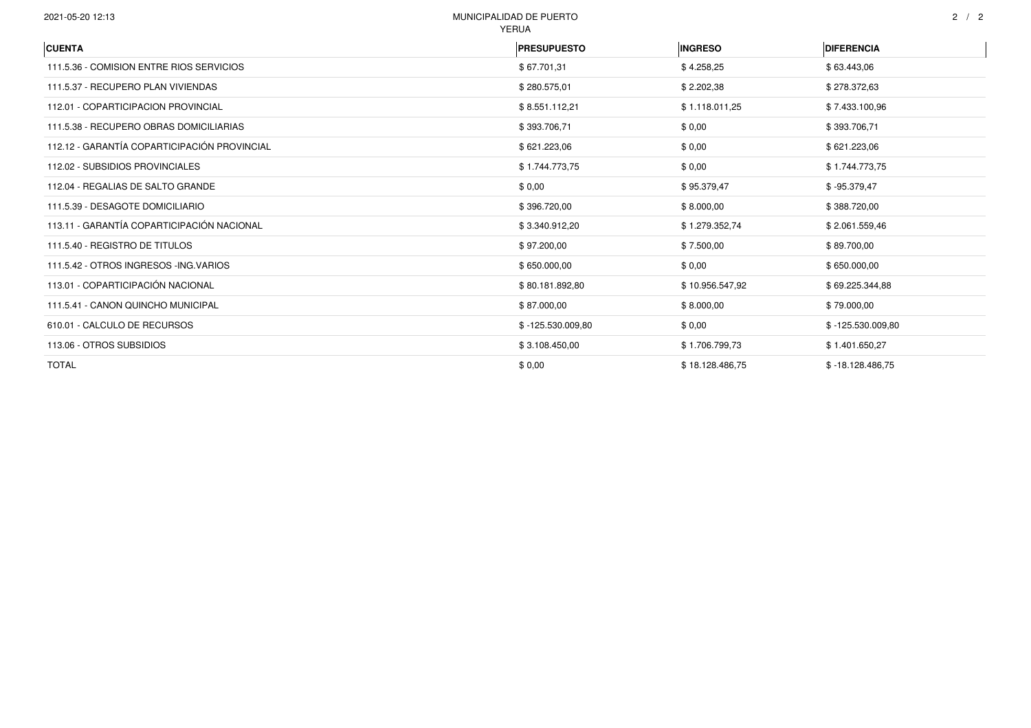| CUENTA | PRESUPUESTO | INGRESO | DIFERENCIA |
|---|---|---|---|
| 111.5.36 - COMISION ENTRE RIOS SERVICIOS | $ 67.701,31 | $ 4.258,25 | $ 63.443,06 |
| 111.5.37 - RECUPERO PLAN VIVIENDAS | $ 280.575,01 | $ 2.202,38 | $ 278.372,63 |
| 112.01 - COPARTICIPACION PROVINCIAL | $ 8.551.112,21 | $ 1.118.011,25 | $ 7.433.100,96 |
| 111.5.38 - RECUPERO OBRAS DOMICILIARIAS | $ 393.706,71 | $ 0,00 | $ 393.706,71 |
| 112.12 - GARANTÍA COPARTICIPACIÓN PROVINCIAL | $ 621.223,06 | $ 0,00 | $ 621.223,06 |
| 112.02 - SUBSIDIOS PROVINCIALES | $ 1.744.773,75 | $ 0,00 | $ 1.744.773,75 |
| 112.04 - REGALIAS DE SALTO GRANDE | $ 0,00 | $ 95.379,47 | $ -95.379,47 |
| 111.5.39 - DESAGOTE DOMICILIARIO | $ 396.720,00 | $ 8.000,00 | $ 388.720,00 |
| 113.11 - GARANTÍA COPARTICIPACIÓN NACIONAL | $ 3.340.912,20 | $ 1.279.352,74 | $ 2.061.559,46 |
| 111.5.40 - REGISTRO DE TITULOS | $ 97.200,00 | $ 7.500,00 | $ 89.700,00 |
| 111.5.42 - OTROS INGRESOS -ING.VARIOS | $ 650.000,00 | $ 0,00 | $ 650.000,00 |
| 113.01 - COPARTICIPACIÓN NACIONAL | $ 80.181.892,80 | $ 10.956.547,92 | $ 69.225.344,88 |
| 111.5.41 - CANON QUINCHO MUNICIPAL | $ 87.000,00 | $ 8.000,00 | $ 79.000,00 |
| 610.01 - CALCULO DE RECURSOS | $ -125.530.009,80 | $ 0,00 | $ -125.530.009,80 |
| 113.06 - OTROS SUBSIDIOS | $ 3.108.450,00 | $ 1.706.799,73 | $ 1.401.650,27 |
| TOTAL | $ 0,00 | $ 18.128.486,75 | $ -18.128.486,75 |